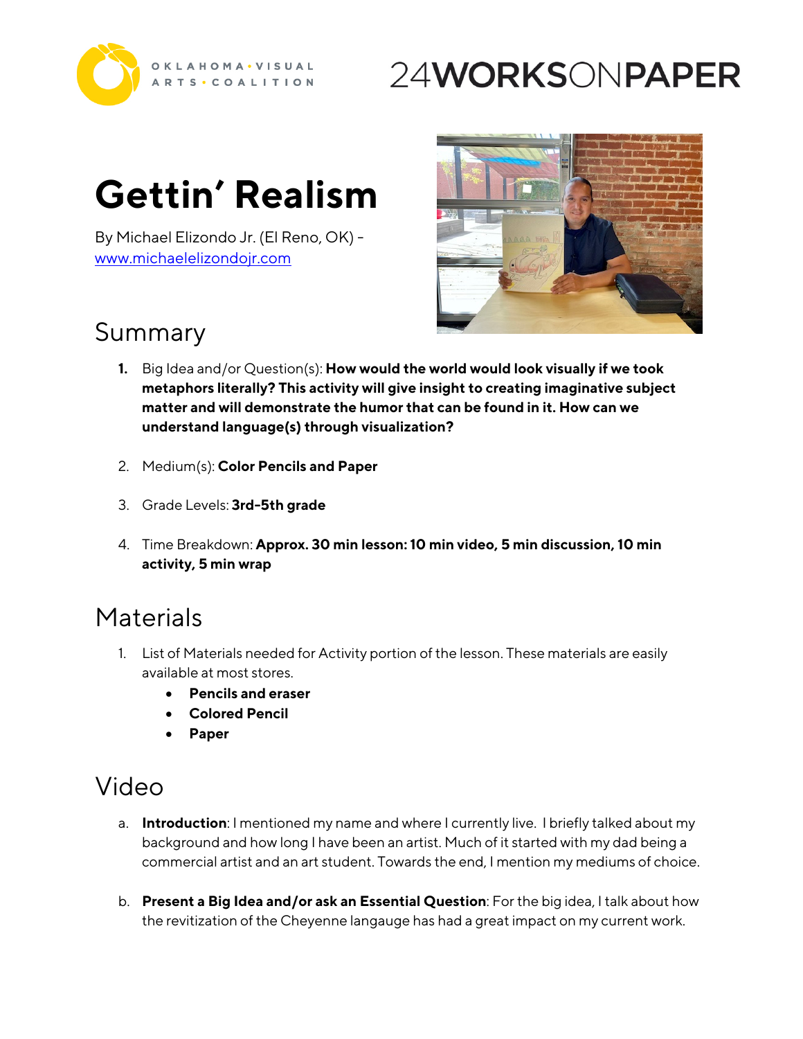OKLAHOMA • VISUAL ARTS • COALITION

24WORKSONPAPER

# Gettin' Realism

By Michael Elizondo Jr. (El Reno, OK) - [www.michaelelizondojr.com](www.michaelelizondojr.com)

## Summary

1. Big Idea and/or Question(s): **How would the world would look visually if we took metaphors literally? This activity will give insight to creating imaginative subject matter and will demonstrate the humor that can be found in it. How can we understand language(s) through visualization?**

2. Medium(s): **Color Pencils and Paper**

3. Grade Levels: **3rd-5th grade**

4. Time Breakdown: **Approx. 30 min lesson: 10 min video, 5 min discussion, 10 min activity, 5 min wrap**

## Materials

1. List of Materials needed for Activity portion of the lesson. These materials are easily available at most stores.
   - **Pencils and eraser**
   - **Colored Pencil**
   - **Paper**

## Video

a. **Introduction**: I mentioned my name and where I currently live. I briefly talked about my background and how long I have been an artist. Much of it started with my dad being a commercial artist and an art student. Towards the end, I mention my mediums of choice.

b. **Present a Big Idea and/or ask an Essential Question**: For the big idea, I talk about how the revitization of the Cheyenne langauge has had a great impact on my current work.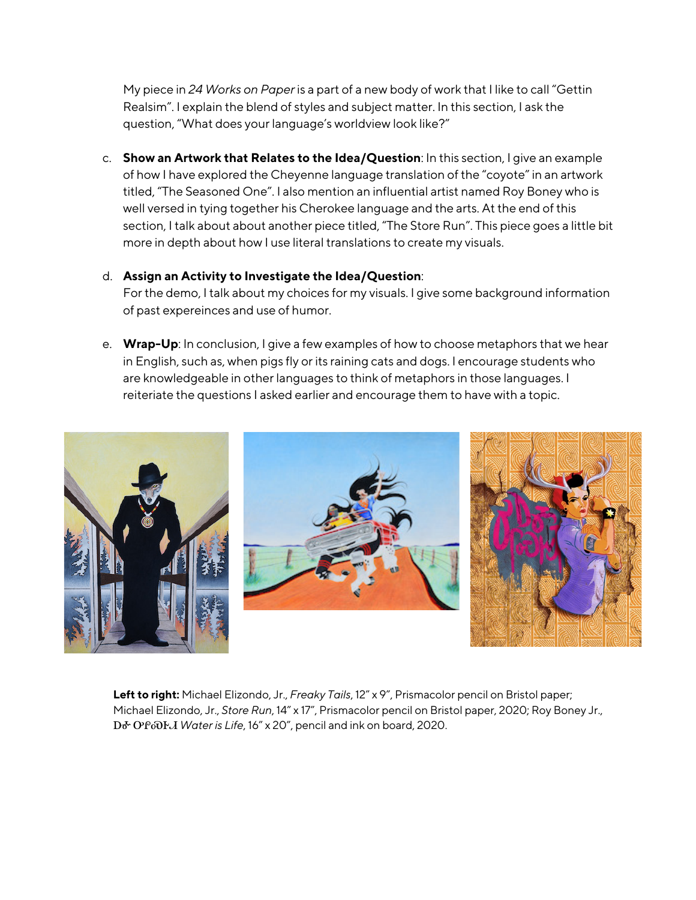My piece in *24 Works on Paper* is a part of a new body of work that I like to call "Gettin Realsim". I explain the blend of styles and subject matter. In this section, I ask the question, "What does your language's worldview look like?"

c. **Show an Artwork that Relates to the Idea/Question**: In this section, I give an example of how I have explored the Cheyenne language translation of the "coyote" in an artwork titled, "The Seasoned One". I also mention an influential artist named Roy Boney who is well versed in tying together his Cherokee language and the arts. At the end of this section, I talk about about another piece titled, "The Store Run". This piece goes a little bit more in depth about how I use literal translations to create my visuals.

d. **Assign an Activity to Investigate the Idea/Question**:
For the demo, I talk about my choices for my visuals. I give some background information of past expereinces and use of humor.

e. **Wrap-Up**: In conclusion, I give a few examples of how to choose metaphors that we hear in English, such as, when pigs fly or its raining cats and dogs. I encourage students who are knowledgeable in other languages to think of metaphors in those languages. I reiterate the questions I asked earlier and encourage them to have with a topic.

**Left to right:** Michael Elizondo, Jr., *Freaky Tails*, 12" x 9", Prismacolor pencil on Bristol paper; Michael Elizondo, Jr., *Store Run*, 14" x 17", Prismacolor pencil on Bristol paper, 2020; Roy Boney Jr., ᎠᎹ ᎣᏓᏅᏛᎨᏗ *Water is Life*, 16" x 20", pencil and ink on board, 2020.